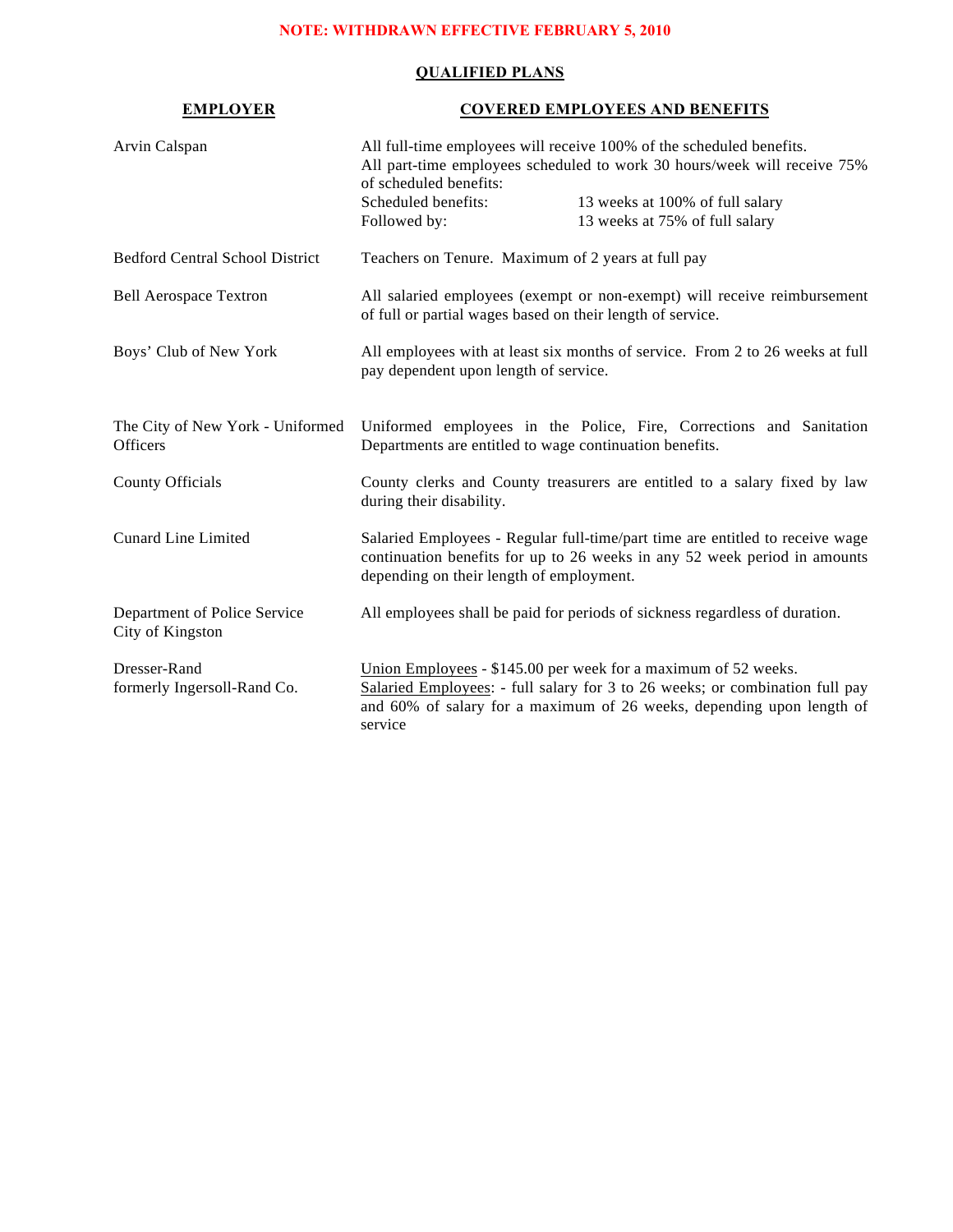**NOTE: WITHDRAWN EFFECTIVE FEBRUARY 5, 2010**

## QUALIFIED PLANS

| EMPLOYER | COVERED EMPLOYEES AND BENEFITS |
|---|---|
| Arvin Calspan | All full-time employees will receive 100% of the scheduled benefits. All part-time employees scheduled to work 30 hours/week will receive 75% of scheduled benefits:<br>Scheduled benefits: 13 weeks at 100% of full salary<br>Followed by: 13 weeks at 75% of full salary |
| Bedford Central School District | Teachers on Tenure. Maximum of 2 years at full pay |
| Bell Aerospace Textron | All salaried employees (exempt or non-exempt) will receive reimbursement of full or partial wages based on their length of service. |
| Boys' Club of New York | All employees with at least six months of service. From 2 to 26 weeks at full pay dependent upon length of service. |
| The City of New York - Uniformed Officers | Uniformed employees in the Police, Fire, Corrections and Sanitation Departments are entitled to wage continuation benefits. |
| County Officials | County clerks and County treasurers are entitled to a salary fixed by law during their disability. |
| Cunard Line Limited | Salaried Employees - Regular full-time/part time are entitled to receive wage continuation benefits for up to 26 weeks in any 52 week period in amounts depending on their length of employment. |
| Department of Police Service City of Kingston | All employees shall be paid for periods of sickness regardless of duration. |
| Dresser-Rand formerly Ingersoll-Rand Co. | <u>Union Employees</u> - $145.00 per week for a maximum of 52 weeks.<br><u>Salaried Employees</u>: - full salary for 3 to 26 weeks; or combination full pay and 60% of salary for a maximum of 26 weeks, depending upon length of service |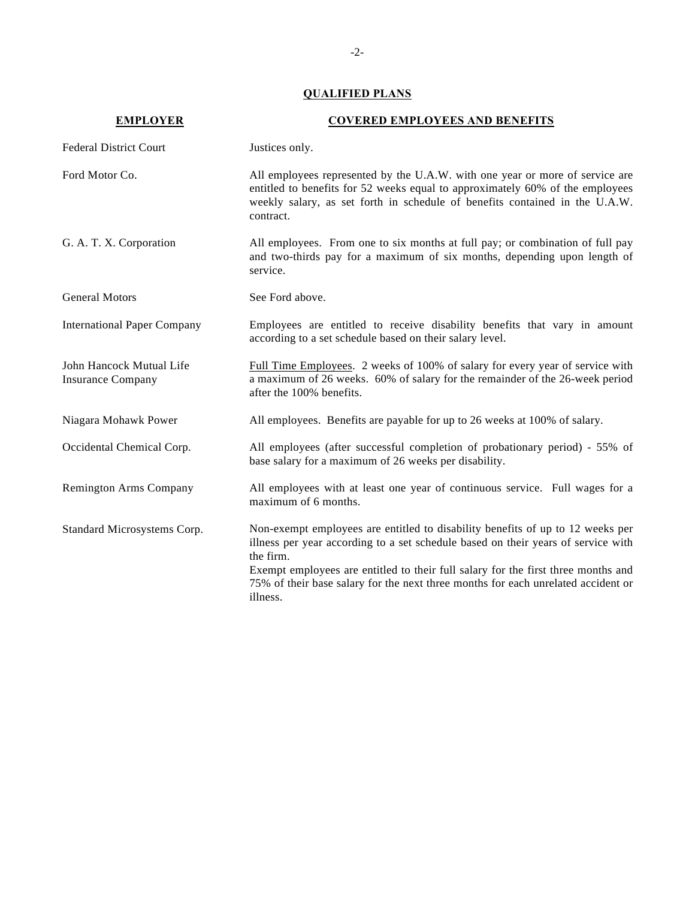## QUALIFIED PLANS

| EMPLOYER | COVERED EMPLOYEES AND BENEFITS |
|---|---|
| Federal District Court | Justices only. |
| Ford Motor Co. | All employees represented by the U.A.W. with one year or more of service are entitled to benefits for 52 weeks equal to approximately 60% of the employees weekly salary, as set forth in schedule of benefits contained in the U.A.W. contract. |
| G. A. T. X. Corporation | All employees. From one to six months at full pay; or combination of full pay and two-thirds pay for a maximum of six months, depending upon length of service. |
| General Motors | See Ford above. |
| International Paper Company | Employees are entitled to receive disability benefits that vary in amount according to a set schedule based on their salary level. |
| John Hancock Mutual Life Insurance Company | <u>Full Time Employees</u>. 2 weeks of 100% of salary for every year of service with a maximum of 26 weeks. 60% of salary for the remainder of the 26-week period after the 100% benefits. |
| Niagara Mohawk Power | All employees. Benefits are payable for up to 26 weeks at 100% of salary. |
| Occidental Chemical Corp. | All employees (after successful completion of probationary period) - 55% of base salary for a maximum of 26 weeks per disability. |
| Remington Arms Company | All employees with at least one year of continuous service. Full wages for a maximum of 6 months. |
| Standard Microsystems Corp. | Non-exempt employees are entitled to disability benefits of up to 12 weeks per illness per year according to a set schedule based on their years of service with the firm.<br>Exempt employees are entitled to their full salary for the first three months and 75% of their base salary for the next three months for each unrelated accident or illness. |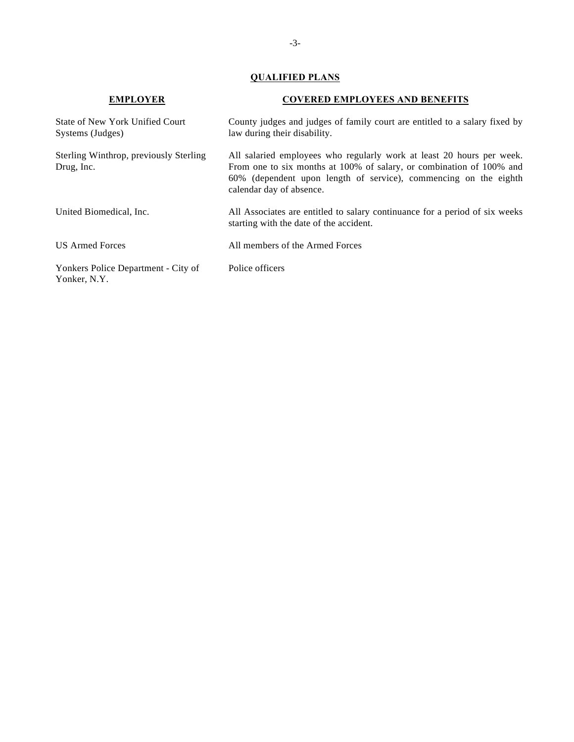## QUALIFIED PLANS

| EMPLOYER | COVERED EMPLOYEES AND BENEFITS |
|---|---|
| State of New York Unified Court Systems (Judges) | County judges and judges of family court are entitled to a salary fixed by law during their disability. |
| Sterling Winthrop, previously Sterling Drug, Inc. | All salaried employees who regularly work at least 20 hours per week. From one to six months at 100% of salary, or combination of 100% and 60% (dependent upon length of service), commencing on the eighth calendar day of absence. |
| United Biomedical, Inc. | All Associates are entitled to salary continuance for a period of six weeks starting with the date of the accident. |
| US Armed Forces | All members of the Armed Forces |
| Yonkers Police Department - City of Yonker, N.Y. | Police officers |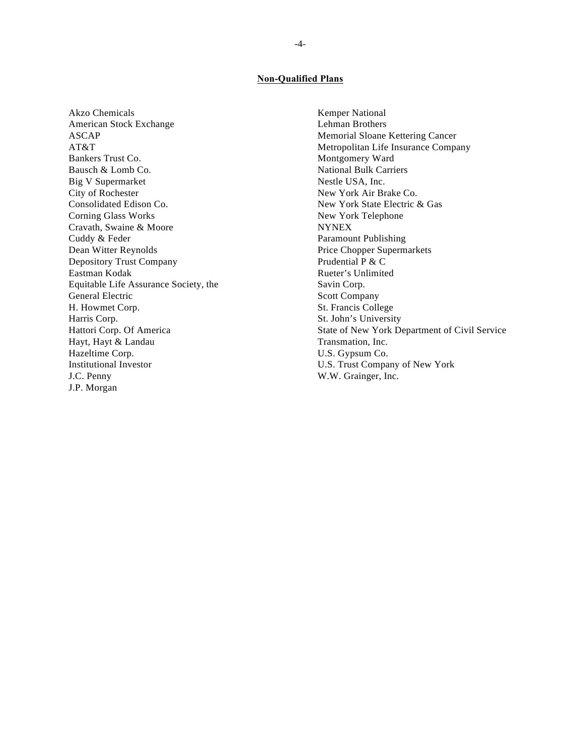**Non-Qualified Plans**

Akzo Chemicals
American Stock Exchange
ASCAP
AT&T
Bankers Trust Co.
Bausch & Lomb Co.
Big V Supermarket
City of Rochester
Consolidated Edison Co.
Corning Glass Works
Cravath, Swaine & Moore
Cuddy & Feder
Dean Witter Reynolds
Depository Trust Company
Eastman Kodak
Equitable Life Assurance Society, the
General Electric
H. Howmet Corp.
Harris Corp.
Hattori Corp. Of America
Hayt, Hayt & Landau
Hazeltime Corp.
Institutional Investor
J.C. Penny
J.P. Morgan
Kemper National
Lehman Brothers
Memorial Sloane Kettering Cancer
Metropolitan Life Insurance Company
Montgomery Ward
National Bulk Carriers
Nestle USA, Inc.
New York Air Brake Co.
New York State Electric & Gas
New York Telephone
NYNEX
Paramount Publishing
Price Chopper Supermarkets
Prudential P & C
Rueter's Unlimited
Savin Corp.
Scott Company
St. Francis College
St. John's University
State of New York Department of Civil Service
Transmation, Inc.
U.S. Gypsum Co.
U.S. Trust Company of New York
W.W. Grainger, Inc.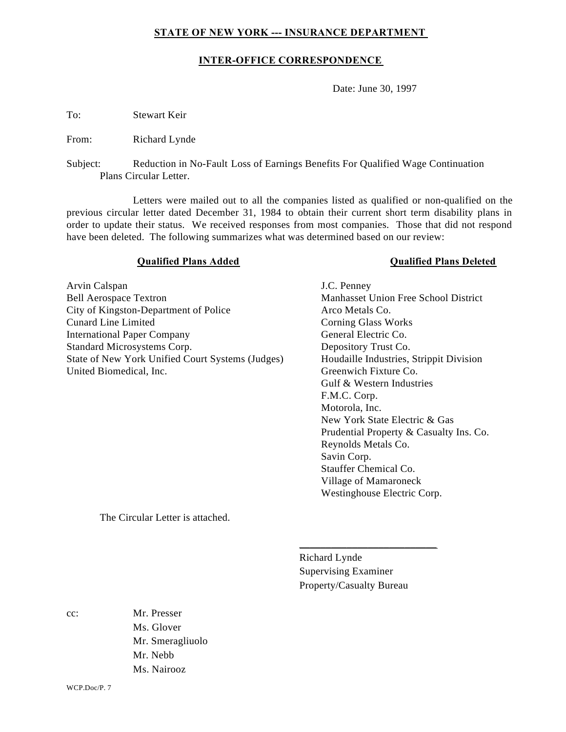**STATE OF NEW YORK --- INSURANCE DEPARTMENT**

**INTER-OFFICE CORRESPONDENCE**

Date: June 30, 1997

To: Stewart Keir

From: Richard Lynde

Subject: Reduction in No-Fault Loss of Earnings Benefits For Qualified Wage Continuation Plans Circular Letter.

Letters were mailed out to all the companies listed as qualified or non-qualified on the previous circular letter dated December 31, 1984 to obtain their current short term disability plans in order to update their status. We received responses from most companies. Those that did not respond have been deleted. The following summarizes what was determined based on our review:

| **Qualified Plans Added** | **Qualified Plans Deleted** |
|---|---|
| Arvin Calspan | J.C. Penney |
| Bell Aerospace Textron | Manhasset Union Free School District |
| City of Kingston-Department of Police | Arco Metals Co. |
| Cunard Line Limited | Corning Glass Works |
| International Paper Company | General Electric Co. |
| Standard Microsystems Corp. | Depository Trust Co. |
| State of New York Unified Court Systems (Judges) | Houdaille Industries, Strippit Division |
| United Biomedical, Inc. | Greenwich Fixture Co. |
| | Gulf & Western Industries |
| | F.M.C. Corp. |
| | Motorola, Inc. |
| | New York State Electric & Gas |
| | Prudential Property & Casualty Ins. Co. |
| | Reynolds Metals Co. |
| | Savin Corp. |
| | Stauffer Chemical Co. |
| | Village of Mamaroneck |
| | Westinghouse Electric Corp. |

The Circular Letter is attached.

Richard Lynde
Supervising Examiner
Property/Casualty Bureau

cc: Mr. Presser
Ms. Glover
Mr. Smeragliuolo
Mr. Nebb
Ms. Nairooz

WCP.Doc/P. 7